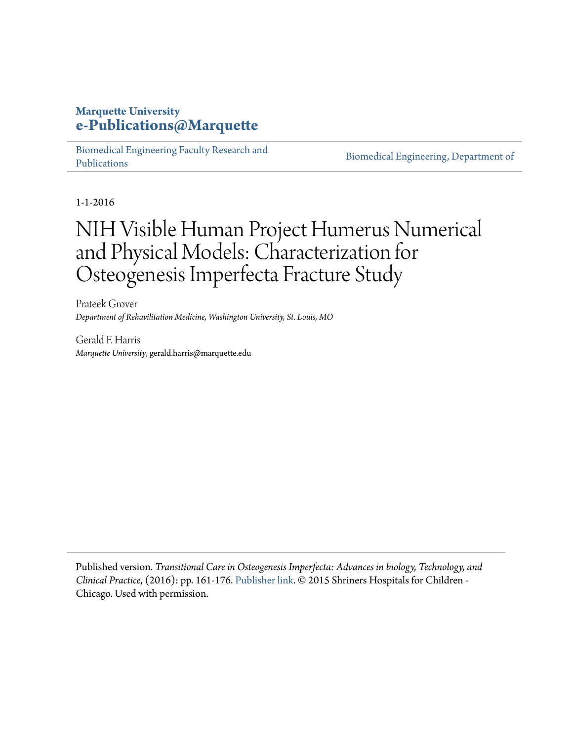**Marquette University**
**e-Publications@Marquette**

Biomedical Engineering Faculty Research and Publications | Biomedical Engineering, Department of

1-1-2016

# NIH Visible Human Project Humerus Numerical and Physical Models: Characterization for Osteogenesis Imperfecta Fracture Study

Prateek Grover
*Department of Rehavilitation Medicine, Washington University, St. Louis, MO*

Gerald F. Harris
*Marquette University*, gerald.harris@marquette.edu

---

Published version. *Transitional Care in Osteogenesis Imperfecta: Advances in biology, Technology, and Clinical Practice*, (2016): pp. 161-176. Publisher link. © 2015 Shriners Hospitals for Children - Chicago. Used with permission.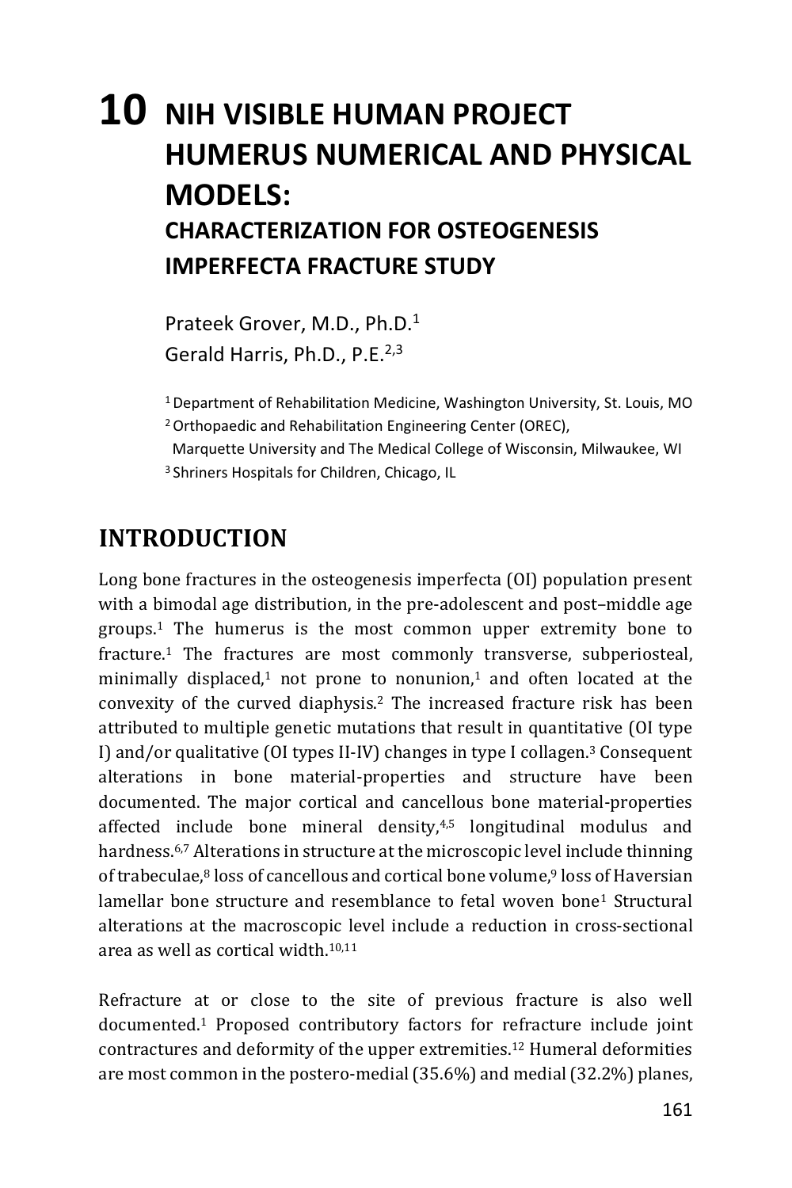# 10 NIH VISIBLE HUMAN PROJECT HUMERUS NUMERICAL AND PHYSICAL MODELS:

## CHARACTERIZATION FOR OSTEOGENESIS IMPERFECTA FRACTURE STUDY

Prateek Grover, M.D., Ph.D.[1]
Gerald Harris, Ph.D., P.E.[2,3]

[1] Department of Rehabilitation Medicine, Washington University, St. Louis, MO
[2] Orthopaedic and Rehabilitation Engineering Center (OREC), Marquette University and The Medical College of Wisconsin, Milwaukee, WI
[3] Shriners Hospitals for Children, Chicago, IL

## INTRODUCTION

Long bone fractures in the osteogenesis imperfecta (OI) population present with a bimodal age distribution, in the pre-adolescent and post–middle age groups.[1] The humerus is the most common upper extremity bone to fracture.[1] The fractures are most commonly transverse, subperiosteal, minimally displaced,[1] not prone to nonunion,[1] and often located at the convexity of the curved diaphysis.[2] The increased fracture risk has been attributed to multiple genetic mutations that result in quantitative (OI type I) and/or qualitative (OI types II-IV) changes in type I collagen.[3] Consequent alterations in bone material-properties and structure have been documented. The major cortical and cancellous bone material-properties affected include bone mineral density,[4,5] longitudinal modulus and hardness.[6,7] Alterations in structure at the microscopic level include thinning of trabeculae,[8] loss of cancellous and cortical bone volume,[9] loss of Haversian lamellar bone structure and resemblance to fetal woven bone[1] Structural alterations at the macroscopic level include a reduction in cross-sectional area as well as cortical width.[10,11]

Refracture at or close to the site of previous fracture is also well documented.[1] Proposed contributory factors for refracture include joint contractures and deformity of the upper extremities.[12] Humeral deformities are most common in the postero-medial (35.6%) and medial (32.2%) planes,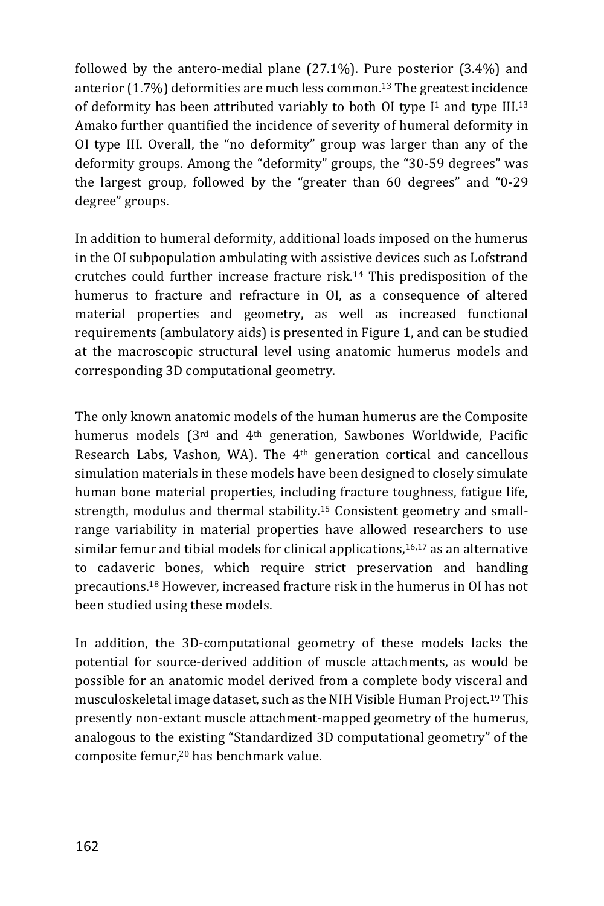followed by the antero-medial plane (27.1%). Pure posterior (3.4%) and anterior (1.7%) deformities are much less common.[13] The greatest incidence of deformity has been attributed variably to both OI type I[1] and type III.[13] Amako further quantified the incidence of severity of humeral deformity in OI type III. Overall, the "no deformity" group was larger than any of the deformity groups. Among the "deformity" groups, the "30-59 degrees" was the largest group, followed by the "greater than 60 degrees" and "0-29 degree" groups.

In addition to humeral deformity, additional loads imposed on the humerus in the OI subpopulation ambulating with assistive devices such as Lofstrand crutches could further increase fracture risk.[14] This predisposition of the humerus to fracture and refracture in OI, as a consequence of altered material properties and geometry, as well as increased functional requirements (ambulatory aids) is presented in Figure 1, and can be studied at the macroscopic structural level using anatomic humerus models and corresponding 3D computational geometry.

The only known anatomic models of the human humerus are the Composite humerus models (3rd and 4th generation, Sawbones Worldwide, Pacific Research Labs, Vashon, WA). The 4th generation cortical and cancellous simulation materials in these models have been designed to closely simulate human bone material properties, including fracture toughness, fatigue life, strength, modulus and thermal stability.[15] Consistent geometry and small-range variability in material properties have allowed researchers to use similar femur and tibial models for clinical applications,[16,17] as an alternative to cadaveric bones, which require strict preservation and handling precautions.[18] However, increased fracture risk in the humerus in OI has not been studied using these models.

In addition, the 3D-computational geometry of these models lacks the potential for source-derived addition of muscle attachments, as would be possible for an anatomic model derived from a complete body visceral and musculoskeletal image dataset, such as the NIH Visible Human Project.[19] This presently non-extant muscle attachment-mapped geometry of the humerus, analogous to the existing "Standardized 3D computational geometry" of the composite femur,[20] has benchmark value.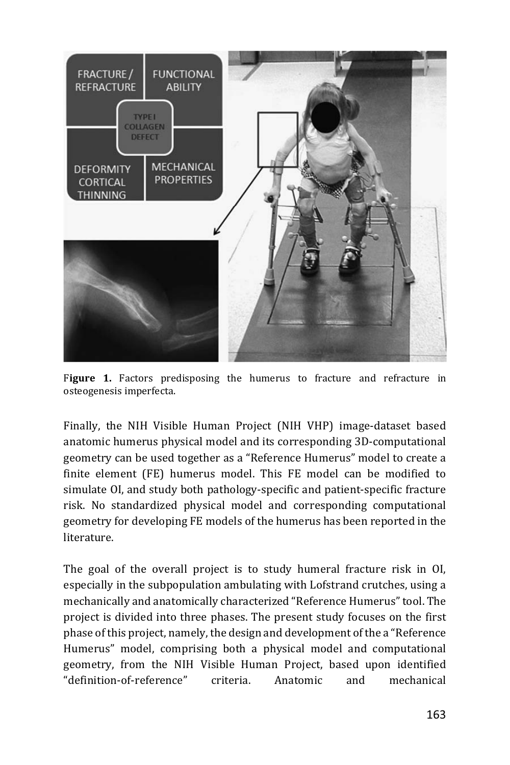**Figure 1.** Factors predisposing the humerus to fracture and refracture in osteogenesis imperfecta.

Finally, the NIH Visible Human Project (NIH VHP) image-dataset based anatomic humerus physical model and its corresponding 3D-computational geometry can be used together as a "Reference Humerus" model to create a finite element (FE) humerus model. This FE model can be modified to simulate OI, and study both pathology-specific and patient-specific fracture risk. No standardized physical model and corresponding computational geometry for developing FE models of the humerus has been reported in the literature.

The goal of the overall project is to study humeral fracture risk in OI, especially in the subpopulation ambulating with Lofstrand crutches, using a mechanically and anatomically characterized "Reference Humerus" tool. The project is divided into three phases. The present study focuses on the first phase of this project, namely, the design and development of the a "Reference Humerus" model, comprising both a physical model and computational geometry, from the NIH Visible Human Project, based upon identified "definition-of-reference" criteria. Anatomic and mechanical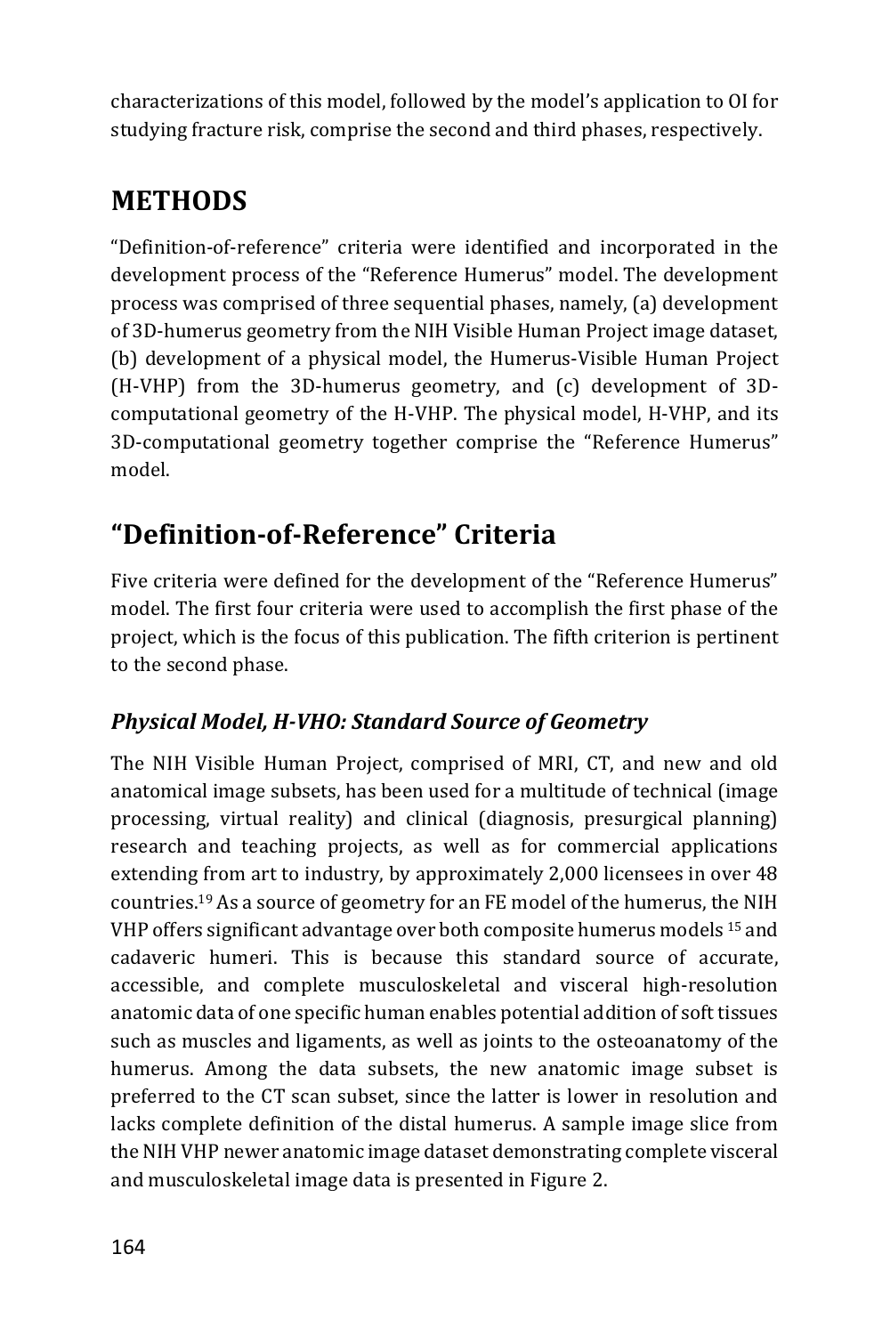characterizations of this model, followed by the model's application to OI for studying fracture risk, comprise the second and third phases, respectively.

# METHODS

"Definition-of-reference" criteria were identified and incorporated in the development process of the "Reference Humerus" model. The development process was comprised of three sequential phases, namely, (a) development of 3D-humerus geometry from the NIH Visible Human Project image dataset, (b) development of a physical model, the Humerus-Visible Human Project (H-VHP) from the 3D-humerus geometry, and (c) development of 3D-computational geometry of the H-VHP. The physical model, H-VHP, and its 3D-computational geometry together comprise the "Reference Humerus" model.

# "Definition-of-Reference" Criteria

Five criteria were defined for the development of the "Reference Humerus" model. The first four criteria were used to accomplish the first phase of the project, which is the focus of this publication. The fifth criterion is pertinent to the second phase.

### *Physical Model, H-VHO: Standard Source of Geometry*

The NIH Visible Human Project, comprised of MRI, CT, and new and old anatomical image subsets, has been used for a multitude of technical (image processing, virtual reality) and clinical (diagnosis, presurgical planning) research and teaching projects, as well as for commercial applications extending from art to industry, by approximately 2,000 licensees in over 48 countries.[19] As a source of geometry for an FE model of the humerus, the NIH VHP offers significant advantage over both composite humerus models [15] and cadaveric humeri. This is because this standard source of accurate, accessible, and complete musculoskeletal and visceral high-resolution anatomic data of one specific human enables potential addition of soft tissues such as muscles and ligaments, as well as joints to the osteoanatomy of the humerus. Among the data subsets, the new anatomic image subset is preferred to the CT scan subset, since the latter is lower in resolution and lacks complete definition of the distal humerus. A sample image slice from the NIH VHP newer anatomic image dataset demonstrating complete visceral and musculoskeletal image data is presented in Figure 2.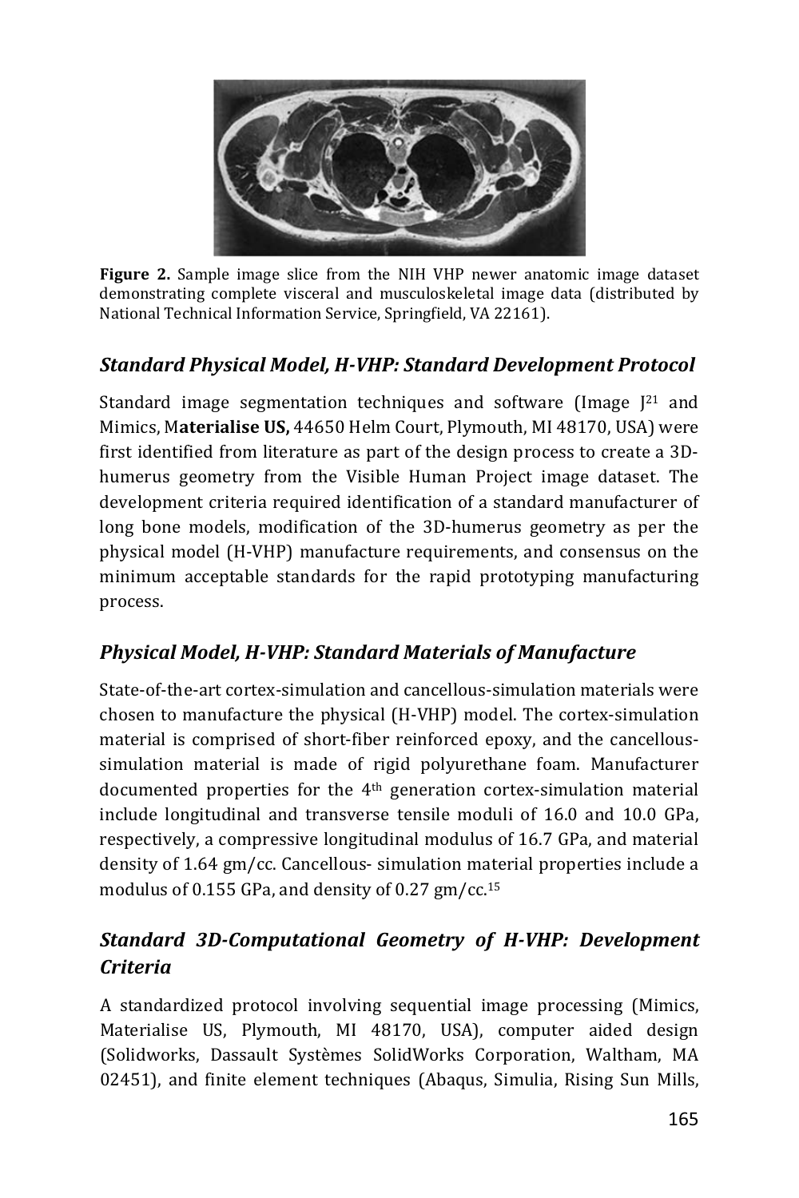**Figure 2.** Sample image slice from the NIH VHP newer anatomic image dataset demonstrating complete visceral and musculoskeletal image data (distributed by National Technical Information Service, Springfield, VA 22161).

### *Standard Physical Model, H-VHP: Standard Development Protocol*

Standard image segmentation techniques and software (Image J[21] and Mimics, M**aterialise US,** 44650 Helm Court, Plymouth, MI 48170, USA) were first identified from literature as part of the design process to create a 3D-humerus geometry from the Visible Human Project image dataset. The development criteria required identification of a standard manufacturer of long bone models, modification of the 3D-humerus geometry as per the physical model (H-VHP) manufacture requirements, and consensus on the minimum acceptable standards for the rapid prototyping manufacturing process.

### *Physical Model, H-VHP: Standard Materials of Manufacture*

State-of-the-art cortex-simulation and cancellous-simulation materials were chosen to manufacture the physical (H-VHP) model. The cortex-simulation material is comprised of short-fiber reinforced epoxy, and the cancellous-simulation material is made of rigid polyurethane foam. Manufacturer documented properties for the 4th generation cortex-simulation material include longitudinal and transverse tensile moduli of 16.0 and 10.0 GPa, respectively, a compressive longitudinal modulus of 16.7 GPa, and material density of 1.64 gm/cc. Cancellous- simulation material properties include a modulus of 0.155 GPa, and density of 0.27 gm/cc.[15]

### *Standard 3D-Computational Geometry of H-VHP: Development Criteria*

A standardized protocol involving sequential image processing (Mimics, Materialise US, Plymouth, MI 48170, USA), computer aided design (Solidworks, Dassault Systèmes SolidWorks Corporation, Waltham, MA 02451), and finite element techniques (Abaqus, Simulia, Rising Sun Mills,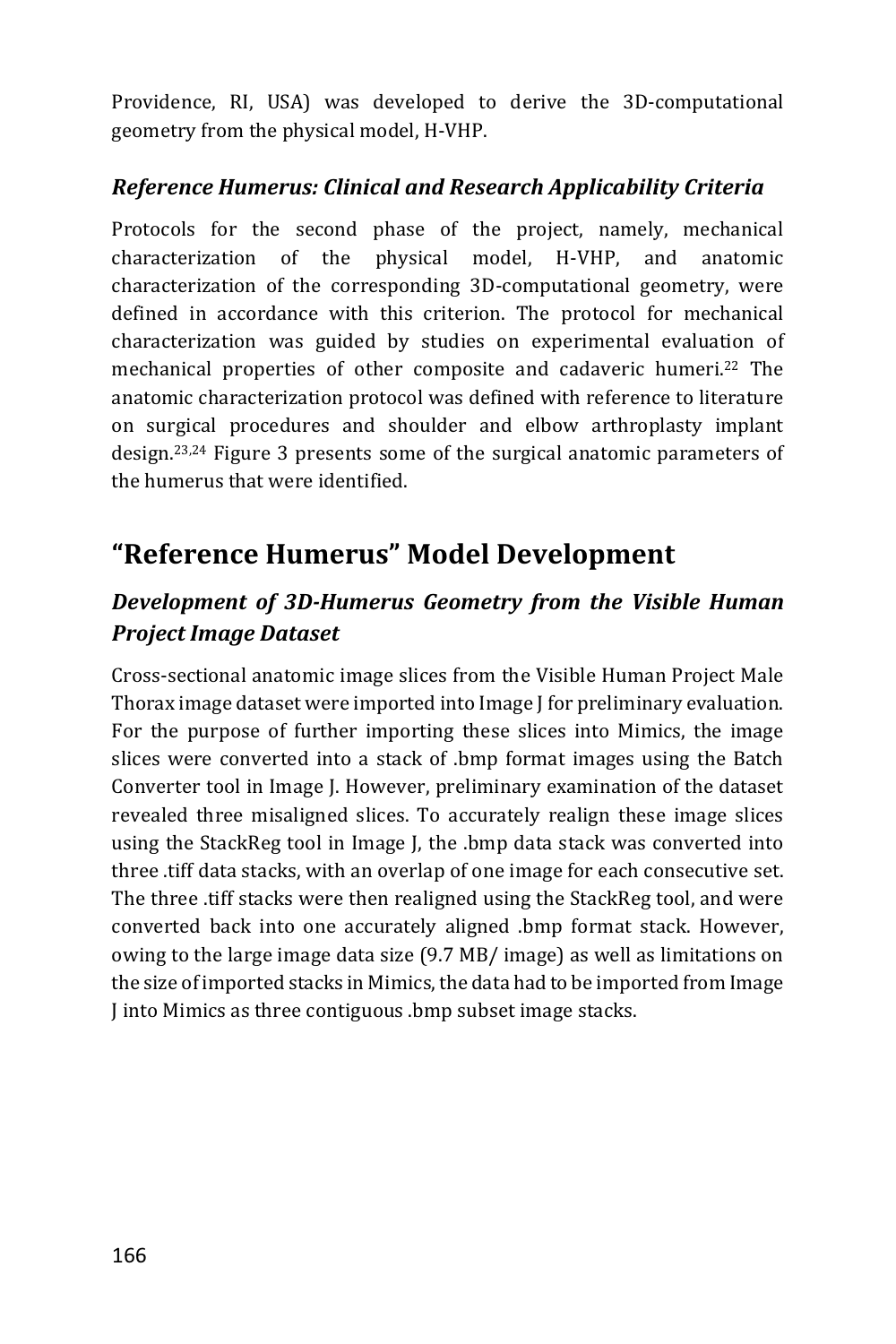Providence, RI, USA) was developed to derive the 3D-computational geometry from the physical model, H-VHP.

### *Reference Humerus: Clinical and Research Applicability Criteria*

Protocols for the second phase of the project, namely, mechanical characterization of the physical model, H-VHP, and anatomic characterization of the corresponding 3D-computational geometry, were defined in accordance with this criterion. The protocol for mechanical characterization was guided by studies on experimental evaluation of mechanical properties of other composite and cadaveric humeri.[22] The anatomic characterization protocol was defined with reference to literature on surgical procedures and shoulder and elbow arthroplasty implant design.[23,24] Figure 3 presents some of the surgical anatomic parameters of the humerus that were identified.

## "Reference Humerus" Model Development

### *Development of 3D-Humerus Geometry from the Visible Human Project Image Dataset*

Cross-sectional anatomic image slices from the Visible Human Project Male Thorax image dataset were imported into Image J for preliminary evaluation. For the purpose of further importing these slices into Mimics, the image slices were converted into a stack of .bmp format images using the Batch Converter tool in Image J. However, preliminary examination of the dataset revealed three misaligned slices. To accurately realign these image slices using the StackReg tool in Image J, the .bmp data stack was converted into three .tiff data stacks, with an overlap of one image for each consecutive set. The three .tiff stacks were then realigned using the StackReg tool, and were converted back into one accurately aligned .bmp format stack. However, owing to the large image data size (9.7 MB/ image) as well as limitations on the size of imported stacks in Mimics, the data had to be imported from Image J into Mimics as three contiguous .bmp subset image stacks.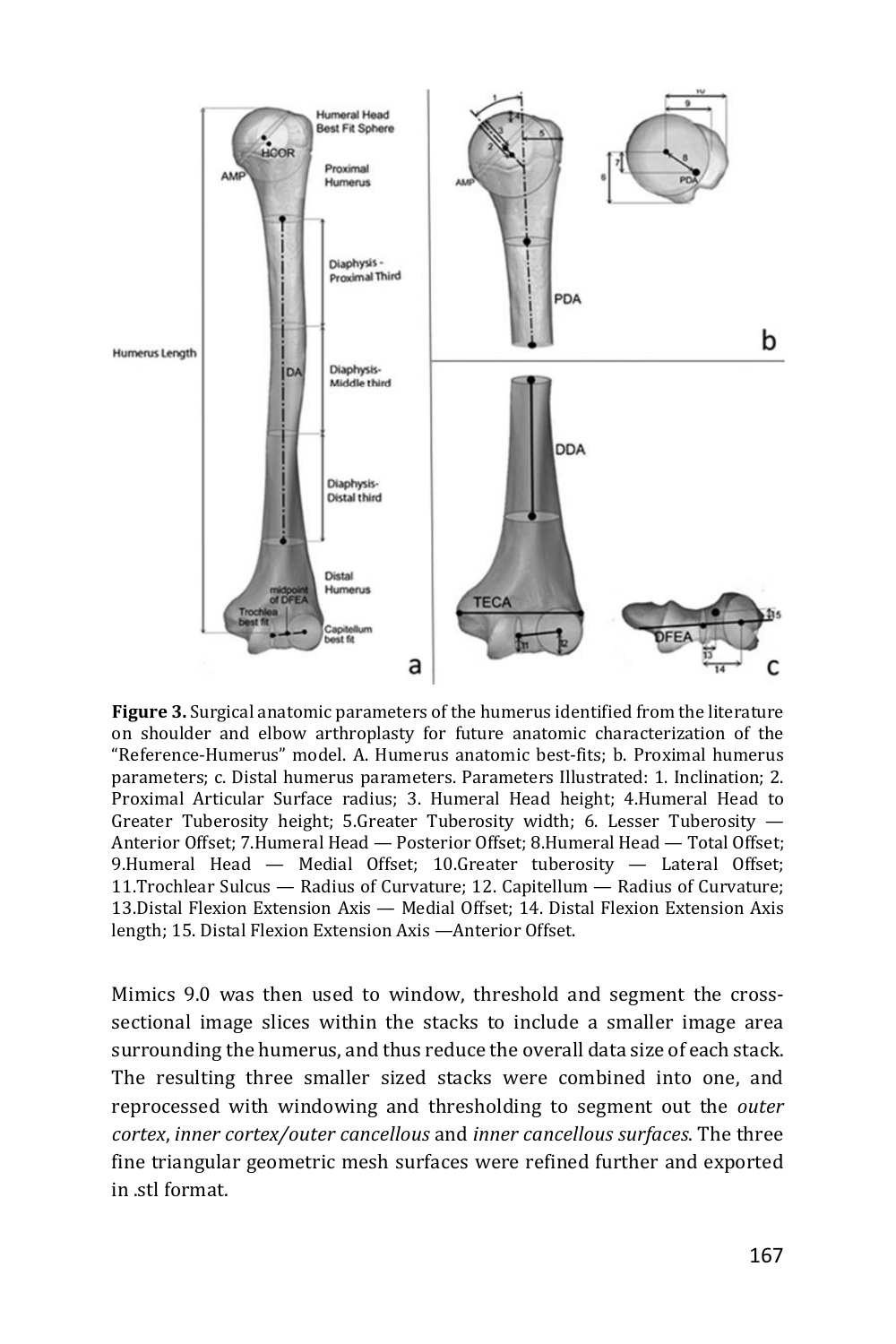**Figure 3.** Surgical anatomic parameters of the humerus identified from the literature on shoulder and elbow arthroplasty for future anatomic characterization of the "Reference-Humerus" model. A. Humerus anatomic best-fits; b. Proximal humerus parameters; c. Distal humerus parameters. Parameters Illustrated: 1. Inclination; 2. Proximal Articular Surface radius; 3. Humeral Head height; 4.Humeral Head to Greater Tuberosity height; 5.Greater Tuberosity width; 6. Lesser Tuberosity — Anterior Offset; 7.Humeral Head — Posterior Offset; 8.Humeral Head — Total Offset; 9.Humeral Head — Medial Offset; 10.Greater tuberosity — Lateral Offset; 11.Trochlear Sulcus — Radius of Curvature; 12. Capitellum — Radius of Curvature; 13.Distal Flexion Extension Axis — Medial Offset; 14. Distal Flexion Extension Axis length; 15. Distal Flexion Extension Axis —Anterior Offset.

Mimics 9.0 was then used to window, threshold and segment the cross-sectional image slices within the stacks to include a smaller image area surrounding the humerus, and thus reduce the overall data size of each stack. The resulting three smaller sized stacks were combined into one, and reprocessed with windowing and thresholding to segment out the *outer cortex*, *inner cortex/outer cancellous* and *inner cancellous surfaces*. The three fine triangular geometric mesh surfaces were refined further and exported in .stl format.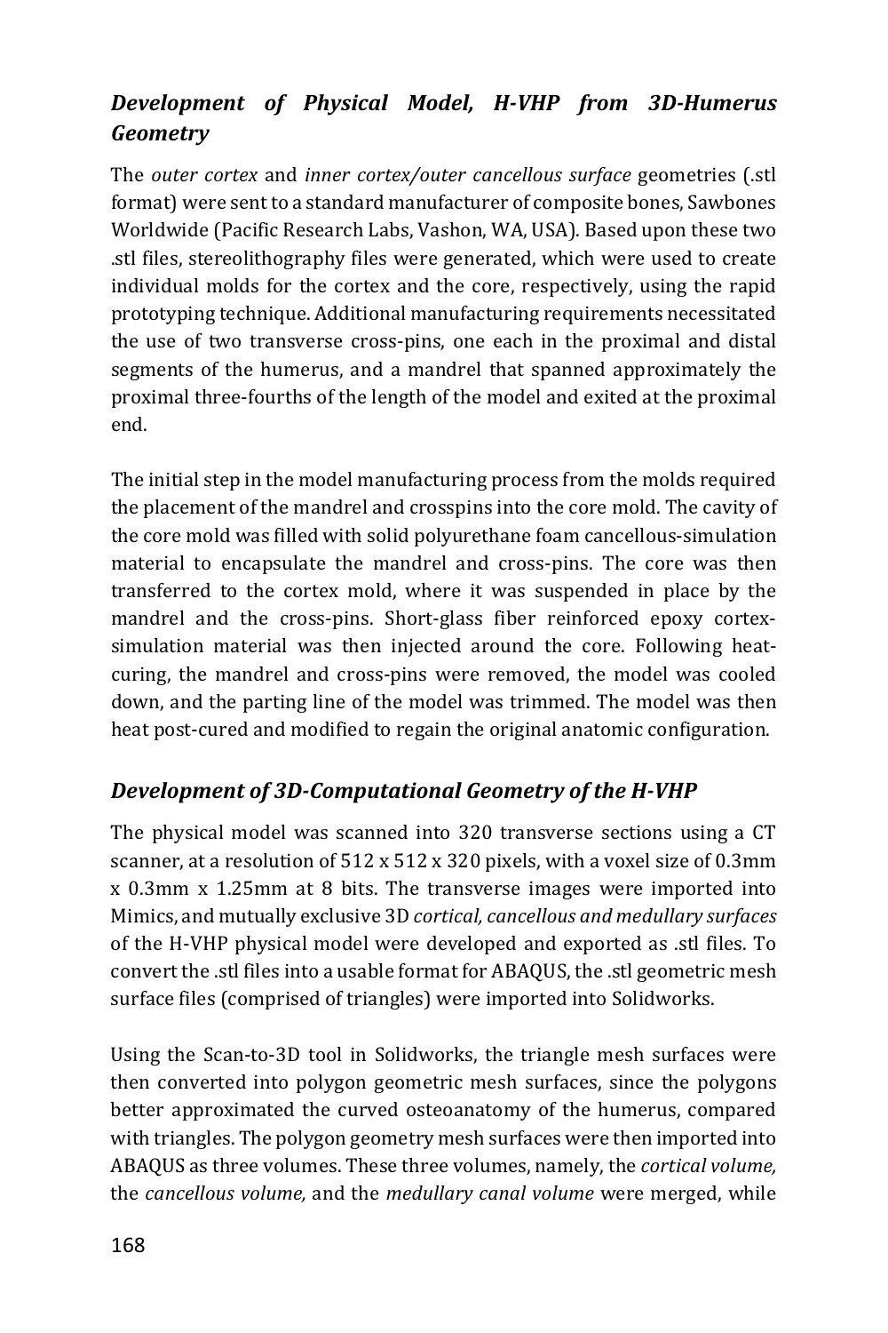### *Development of Physical Model, H-VHP from 3D-Humerus Geometry*

The *outer cortex* and *inner cortex/outer cancellous surface* geometries (.stl format) were sent to a standard manufacturer of composite bones, Sawbones Worldwide (Pacific Research Labs, Vashon, WA, USA). Based upon these two .stl files, stereolithography files were generated, which were used to create individual molds for the cortex and the core, respectively, using the rapid prototyping technique. Additional manufacturing requirements necessitated the use of two transverse cross-pins, one each in the proximal and distal segments of the humerus, and a mandrel that spanned approximately the proximal three-fourths of the length of the model and exited at the proximal end.

The initial step in the model manufacturing process from the molds required the placement of the mandrel and crosspins into the core mold. The cavity of the core mold was filled with solid polyurethane foam cancellous-simulation material to encapsulate the mandrel and cross-pins. The core was then transferred to the cortex mold, where it was suspended in place by the mandrel and the cross-pins. Short-glass fiber reinforced epoxy cortex-simulation material was then injected around the core. Following heat-curing, the mandrel and cross-pins were removed, the model was cooled down, and the parting line of the model was trimmed. The model was then heat post-cured and modified to regain the original anatomic configuration.

### *Development of 3D-Computational Geometry of the H-VHP*

The physical model was scanned into 320 transverse sections using a CT scanner, at a resolution of 512 x 512 x 320 pixels, with a voxel size of 0.3mm x 0.3mm x 1.25mm at 8 bits. The transverse images were imported into Mimics, and mutually exclusive 3D *cortical, cancellous and medullary surfaces* of the H-VHP physical model were developed and exported as .stl files. To convert the .stl files into a usable format for ABAQUS, the .stl geometric mesh surface files (comprised of triangles) were imported into Solidworks.

Using the Scan-to-3D tool in Solidworks, the triangle mesh surfaces were then converted into polygon geometric mesh surfaces, since the polygons better approximated the curved osteoanatomy of the humerus, compared with triangles. The polygon geometry mesh surfaces were then imported into ABAQUS as three volumes. These three volumes, namely, the *cortical volume,* the *cancellous volume,* and the *medullary canal volume* were merged, while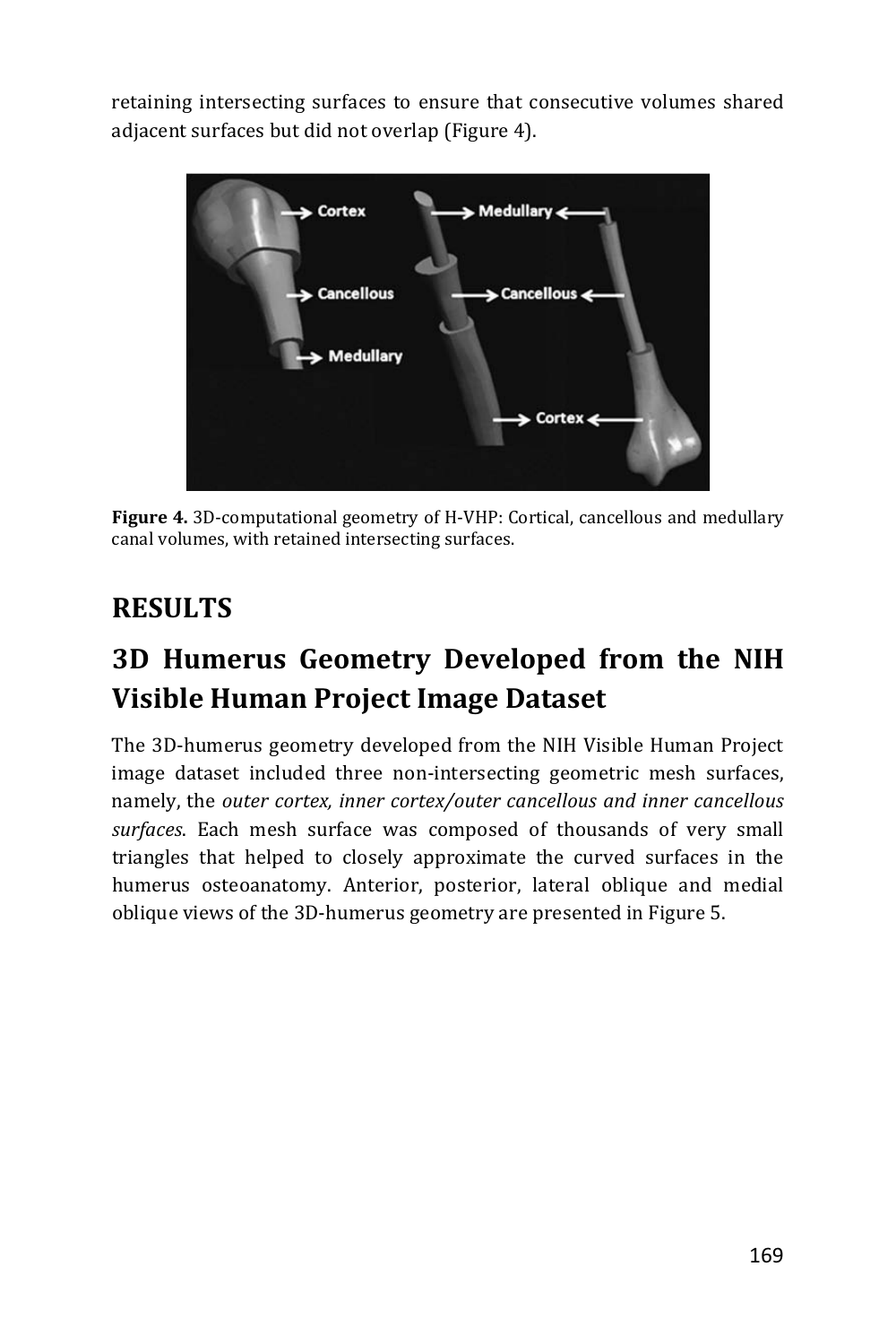retaining intersecting surfaces to ensure that consecutive volumes shared adjacent surfaces but did not overlap (Figure 4).

**Figure 4.** 3D-computational geometry of H-VHP: Cortical, cancellous and medullary canal volumes, with retained intersecting surfaces.

# RESULTS

## 3D Humerus Geometry Developed from the NIH Visible Human Project Image Dataset

The 3D-humerus geometry developed from the NIH Visible Human Project image dataset included three non-intersecting geometric mesh surfaces, namely, the *outer cortex, inner cortex/outer cancellous and inner cancellous surfaces*. Each mesh surface was composed of thousands of very small triangles that helped to closely approximate the curved surfaces in the humerus osteoanatomy. Anterior, posterior, lateral oblique and medial oblique views of the 3D-humerus geometry are presented in Figure 5.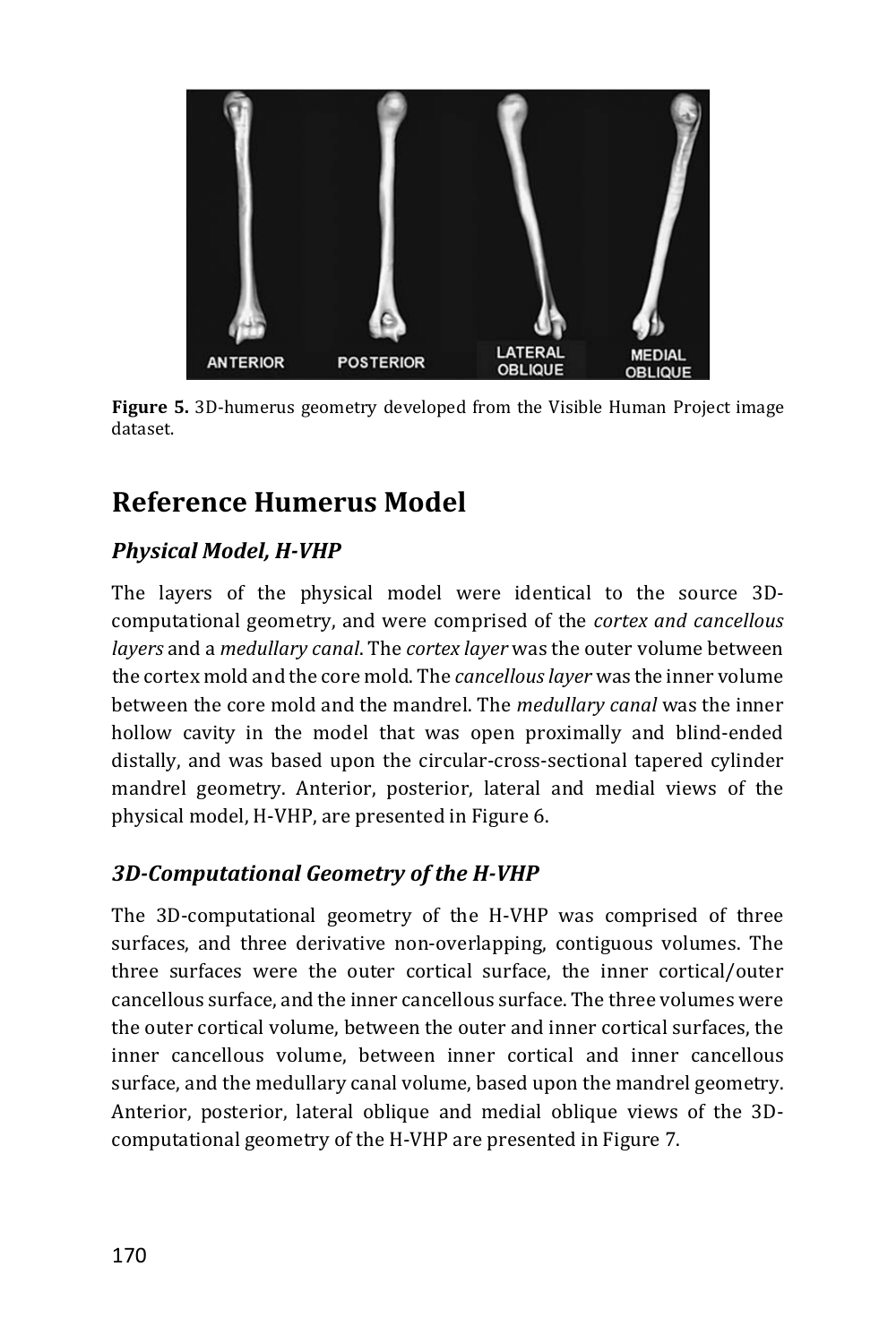**Figure 5.** 3D-humerus geometry developed from the Visible Human Project image dataset.

## Reference Humerus Model

### *Physical Model, H-VHP*

The layers of the physical model were identical to the source 3D-computational geometry, and were comprised of the *cortex and cancellous layers* and a *medullary canal*. The *cortex layer* was the outer volume between the cortex mold and the core mold. The *cancellous layer* was the inner volume between the core mold and the mandrel. The *medullary canal* was the inner hollow cavity in the model that was open proximally and blind-ended distally, and was based upon the circular-cross-sectional tapered cylinder mandrel geometry. Anterior, posterior, lateral and medial views of the physical model, H-VHP, are presented in Figure 6.

### *3D-Computational Geometry of the H-VHP*

The 3D-computational geometry of the H-VHP was comprised of three surfaces, and three derivative non-overlapping, contiguous volumes. The three surfaces were the outer cortical surface, the inner cortical/outer cancellous surface, and the inner cancellous surface. The three volumes were the outer cortical volume, between the outer and inner cortical surfaces, the inner cancellous volume, between inner cortical and inner cancellous surface, and the medullary canal volume, based upon the mandrel geometry. Anterior, posterior, lateral oblique and medial oblique views of the 3D-computational geometry of the H-VHP are presented in Figure 7.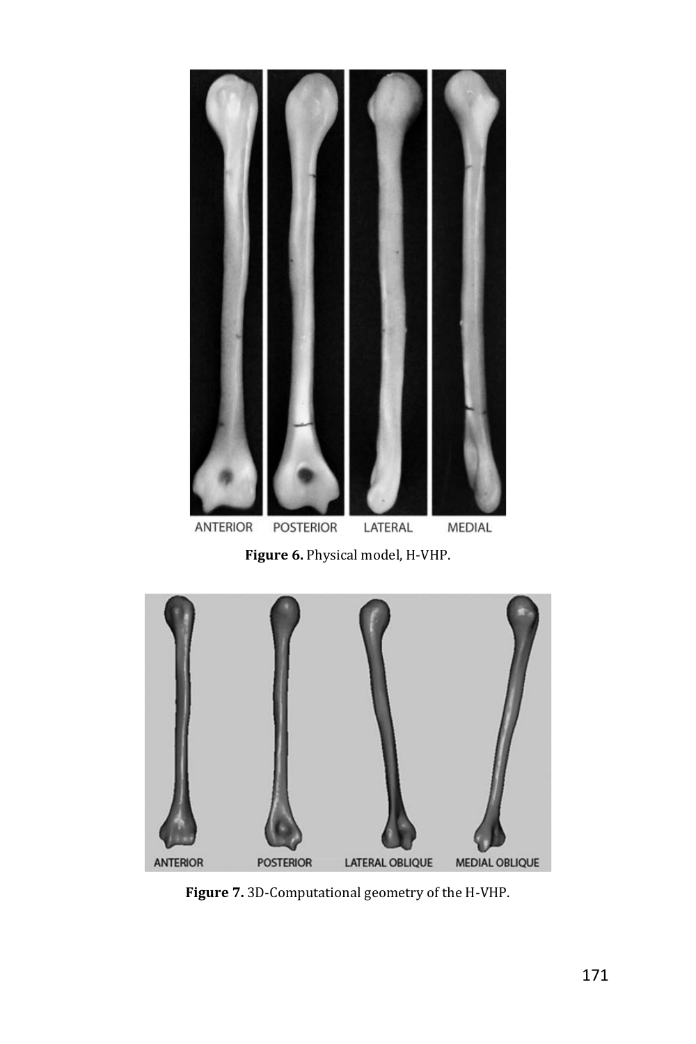ANTERIOR POSTERIOR LATERAL MEDIAL

**Figure 6.** Physical model, H-VHP.

ANTERIOR POSTERIOR LATERAL OBLIQUE MEDIAL OBLIQUE

**Figure 7.** 3D-Computational geometry of the H-VHP.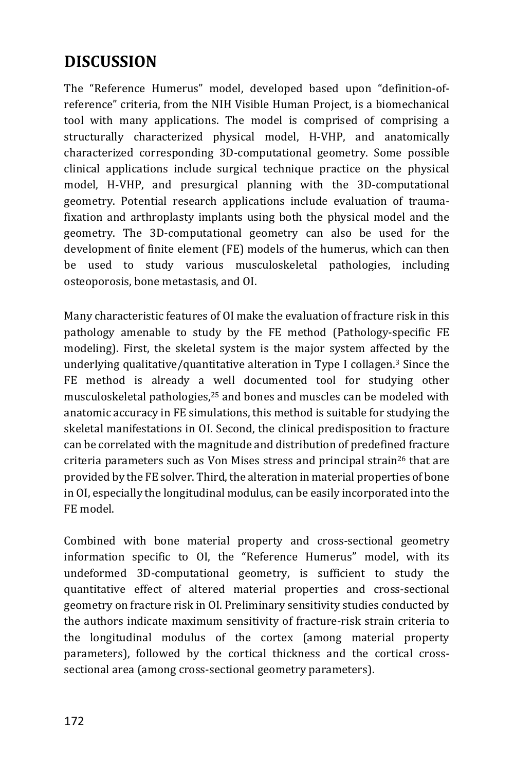## DISCUSSION

The "Reference Humerus" model, developed based upon "definition-of-reference" criteria, from the NIH Visible Human Project, is a biomechanical tool with many applications. The model is comprised of comprising a structurally characterized physical model, H-VHP, and anatomically characterized corresponding 3D-computational geometry. Some possible clinical applications include surgical technique practice on the physical model, H-VHP, and presurgical planning with the 3D-computational geometry. Potential research applications include evaluation of trauma-fixation and arthroplasty implants using both the physical model and the geometry. The 3D-computational geometry can also be used for the development of finite element (FE) models of the humerus, which can then be used to study various musculoskeletal pathologies, including osteoporosis, bone metastasis, and OI.

Many characteristic features of OI make the evaluation of fracture risk in this pathology amenable to study by the FE method (Pathology-specific FE modeling). First, the skeletal system is the major system affected by the underlying qualitative/quantitative alteration in Type I collagen.[3] Since the FE method is already a well documented tool for studying other musculoskeletal pathologies,[25] and bones and muscles can be modeled with anatomic accuracy in FE simulations, this method is suitable for studying the skeletal manifestations in OI. Second, the clinical predisposition to fracture can be correlated with the magnitude and distribution of predefined fracture criteria parameters such as Von Mises stress and principal strain[26] that are provided by the FE solver. Third, the alteration in material properties of bone in OI, especially the longitudinal modulus, can be easily incorporated into the FE model.

Combined with bone material property and cross-sectional geometry information specific to OI, the "Reference Humerus" model, with its undeformed 3D-computational geometry, is sufficient to study the quantitative effect of altered material properties and cross-sectional geometry on fracture risk in OI. Preliminary sensitivity studies conducted by the authors indicate maximum sensitivity of fracture-risk strain criteria to the longitudinal modulus of the cortex (among material property parameters), followed by the cortical thickness and the cortical cross-sectional area (among cross-sectional geometry parameters).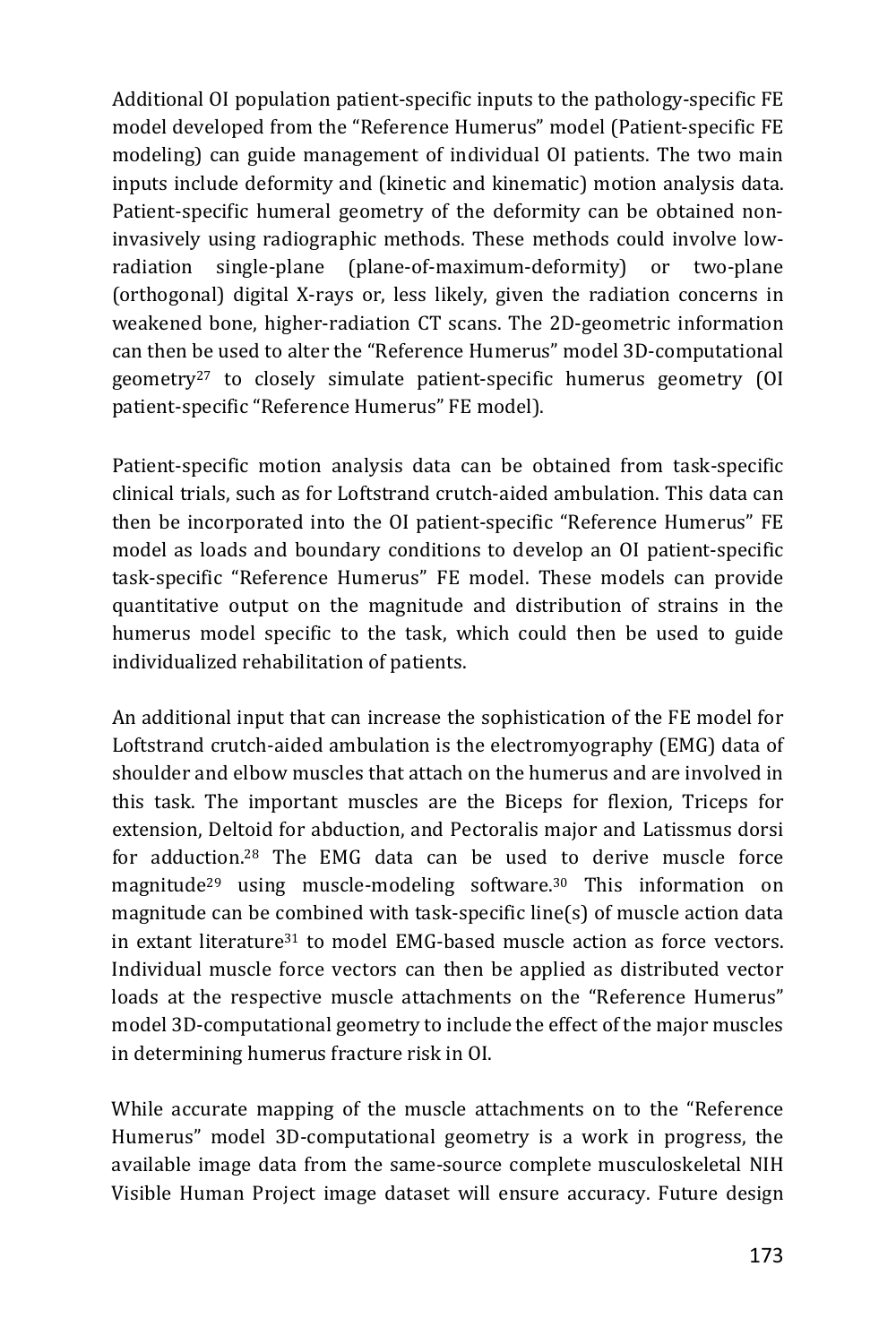Additional OI population patient-specific inputs to the pathology-specific FE model developed from the "Reference Humerus" model (Patient-specific FE modeling) can guide management of individual OI patients. The two main inputs include deformity and (kinetic and kinematic) motion analysis data. Patient-specific humeral geometry of the deformity can be obtained non-invasively using radiographic methods. These methods could involve low-radiation single-plane (plane-of-maximum-deformity) or two-plane (orthogonal) digital X-rays or, less likely, given the radiation concerns in weakened bone, higher-radiation CT scans. The 2D-geometric information can then be used to alter the "Reference Humerus" model 3D-computational geometry[27] to closely simulate patient-specific humerus geometry (OI patient-specific "Reference Humerus" FE model).

Patient-specific motion analysis data can be obtained from task-specific clinical trials, such as for Loftstrand crutch-aided ambulation. This data can then be incorporated into the OI patient-specific "Reference Humerus" FE model as loads and boundary conditions to develop an OI patient-specific task-specific "Reference Humerus" FE model. These models can provide quantitative output on the magnitude and distribution of strains in the humerus model specific to the task, which could then be used to guide individualized rehabilitation of patients.

An additional input that can increase the sophistication of the FE model for Loftstrand crutch-aided ambulation is the electromyography (EMG) data of shoulder and elbow muscles that attach on the humerus and are involved in this task. The important muscles are the Biceps for flexion, Triceps for extension, Deltoid for abduction, and Pectoralis major and Latissmus dorsi for adduction.[28] The EMG data can be used to derive muscle force magnitude[29] using muscle-modeling software.[30] This information on magnitude can be combined with task-specific line(s) of muscle action data in extant literature[31] to model EMG-based muscle action as force vectors. Individual muscle force vectors can then be applied as distributed vector loads at the respective muscle attachments on the "Reference Humerus" model 3D-computational geometry to include the effect of the major muscles in determining humerus fracture risk in OI.

While accurate mapping of the muscle attachments on to the "Reference Humerus" model 3D-computational geometry is a work in progress, the available image data from the same-source complete musculoskeletal NIH Visible Human Project image dataset will ensure accuracy. Future design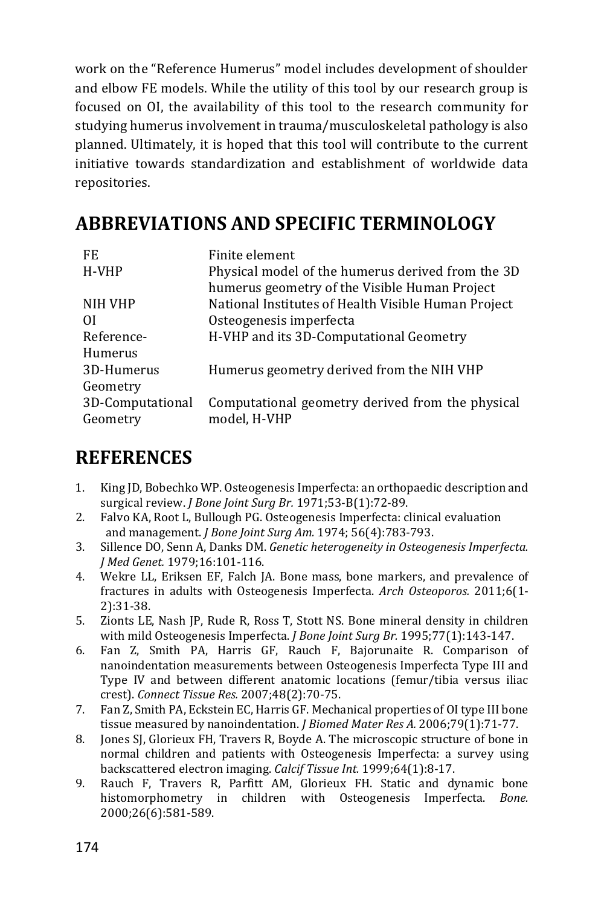work on the "Reference Humerus" model includes development of shoulder and elbow FE models. While the utility of this tool by our research group is focused on OI, the availability of this tool to the research community for studying humerus involvement in trauma/musculoskeletal pathology is also planned. Ultimately, it is hoped that this tool will contribute to the current initiative towards standardization and establishment of worldwide data repositories.

## ABBREVIATIONS AND SPECIFIC TERMINOLOGY

| | |
|---|---|
| FE | Finite element |
| H-VHP | Physical model of the humerus derived from the 3D humerus geometry of the Visible Human Project |
| NIH VHP | National Institutes of Health Visible Human Project |
| OI | Osteogenesis imperfecta |
| Reference-Humerus | H-VHP and its 3D-Computational Geometry |
| 3D-Humerus Geometry | Humerus geometry derived from the NIH VHP |
| 3D-Computational Geometry | Computational geometry derived from the physical model, H-VHP |

## REFERENCES

1. King JD, Bobechko WP. Osteogenesis Imperfecta: an orthopaedic description and surgical review. *J Bone Joint Surg Br.* 1971;53-B(1):72-89.
2. Falvo KA, Root L, Bullough PG. Osteogenesis Imperfecta: clinical evaluation and management. *J Bone Joint Surg Am.* 1974; 56(4):783-793.
3. Sillence DO, Senn A, Danks DM. *Genetic heterogeneity in Osteogenesis Imperfecta. J Med Genet.* 1979;16:101-116.
4. Wekre LL, Eriksen EF, Falch JA. Bone mass, bone markers, and prevalence of fractures in adults with Osteogenesis Imperfecta. *Arch Osteoporos.* 2011;6(1-2):31-38.
5. Zionts LE, Nash JP, Rude R, Ross T, Stott NS. Bone mineral density in children with mild Osteogenesis Imperfecta. *J Bone Joint Surg Br.* 1995;77(1):143-147.
6. Fan Z, Smith PA, Harris GF, Rauch F, Bajorunaite R. Comparison of nanoindentation measurements between Osteogenesis Imperfecta Type III and Type IV and between different anatomic locations (femur/tibia versus iliac crest). *Connect Tissue Res.* 2007;48(2):70-75.
7. Fan Z, Smith PA, Eckstein EC, Harris GF. Mechanical properties of OI type III bone tissue measured by nanoindentation. *J Biomed Mater Res A.* 2006;79(1):71-77.
8. Jones SJ, Glorieux FH, Travers R, Boyde A. The microscopic structure of bone in normal children and patients with Osteogenesis Imperfecta: a survey using backscattered electron imaging. *Calcif Tissue Int.* 1999;64(1):8-17.
9. Rauch F, Travers R, Parfitt AM, Glorieux FH. Static and dynamic bone histomorphometry in children with Osteogenesis Imperfecta. *Bone.* 2000;26(6):581-589.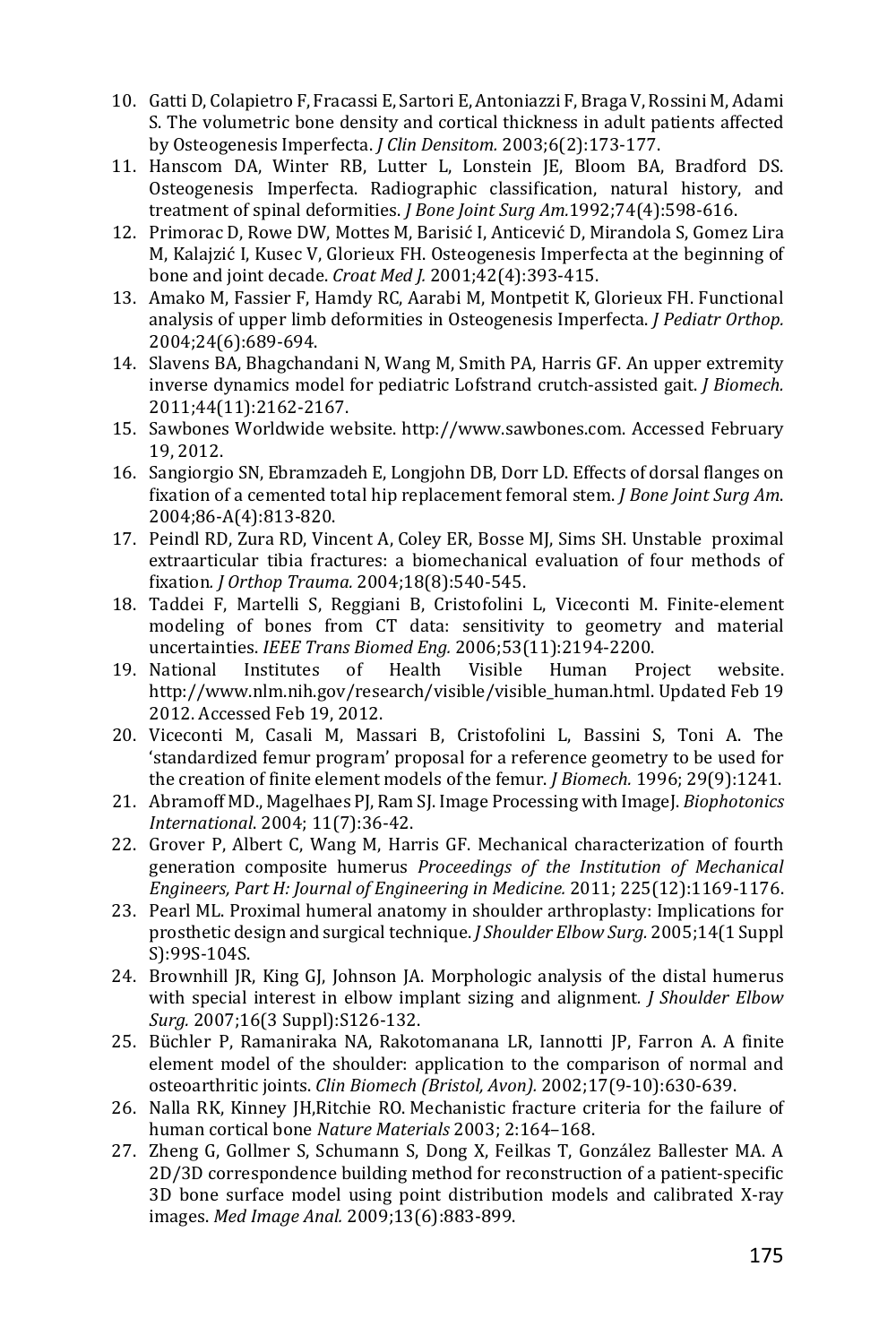10. Gatti D, Colapietro F, Fracassi E, Sartori E, Antoniazzi F, Braga V, Rossini M, Adami S. The volumetric bone density and cortical thickness in adult patients affected by Osteogenesis Imperfecta. *J Clin Densitom.* 2003;6(2):173-177.
11. Hanscom DA, Winter RB, Lutter L, Lonstein JE, Bloom BA, Bradford DS. Osteogenesis Imperfecta. Radiographic classification, natural history, and treatment of spinal deformities. *J Bone Joint Surg Am.*1992;74(4):598-616.
12. Primorac D, Rowe DW, Mottes M, Barisić I, Anticević D, Mirandola S, Gomez Lira M, Kalajzić I, Kusec V, Glorieux FH. Osteogenesis Imperfecta at the beginning of bone and joint decade. *Croat Med J.* 2001;42(4):393-415.
13. Amako M, Fassier F, Hamdy RC, Aarabi M, Montpetit K, Glorieux FH. Functional analysis of upper limb deformities in Osteogenesis Imperfecta. *J Pediatr Orthop.* 2004;24(6):689-694.
14. Slavens BA, Bhagchandani N, Wang M, Smith PA, Harris GF. An upper extremity inverse dynamics model for pediatric Lofstrand crutch-assisted gait. *J Biomech.* 2011;44(11):2162-2167.
15. Sawbones Worldwide website. http://www.sawbones.com. Accessed February 19, 2012.
16. Sangiorgio SN, Ebramzadeh E, Longjohn DB, Dorr LD. Effects of dorsal flanges on fixation of a cemented total hip replacement femoral stem. *J Bone Joint Surg Am.* 2004;86-A(4):813-820.
17. Peindl RD, Zura RD, Vincent A, Coley ER, Bosse MJ, Sims SH. Unstable proximal extraarticular tibia fractures: a biomechanical evaluation of four methods of fixation. *J Orthop Trauma.* 2004;18(8):540-545.
18. Taddei F, Martelli S, Reggiani B, Cristofolini L, Viceconti M. Finite-element modeling of bones from CT data: sensitivity to geometry and material uncertainties. *IEEE Trans Biomed Eng.* 2006;53(11):2194-2200.
19. National Institutes of Health Visible Human Project website. http://www.nlm.nih.gov/research/visible/visible_human.html. Updated Feb 19 2012. Accessed Feb 19, 2012.
20. Viceconti M, Casali M, Massari B, Cristofolini L, Bassini S, Toni A. The 'standardized femur program' proposal for a reference geometry to be used for the creation of finite element models of the femur. *J Biomech.* 1996; 29(9):1241.
21. Abramoff MD., Magelhaes PJ, Ram SJ. Image Processing with ImageJ. *Biophotonics International*. 2004; 11(7):36-42.
22. Grover P, Albert C, Wang M, Harris GF. Mechanical characterization of fourth generation composite humerus *Proceedings of the Institution of Mechanical Engineers, Part H: Journal of Engineering in Medicine.* 2011; 225(12):1169-1176.
23. Pearl ML. Proximal humeral anatomy in shoulder arthroplasty: Implications for prosthetic design and surgical technique. *J Shoulder Elbow Surg.* 2005;14(1 Suppl S):99S-104S.
24. Brownhill JR, King GJ, Johnson JA. Morphologic analysis of the distal humerus with special interest in elbow implant sizing and alignment. *J Shoulder Elbow Surg.* 2007;16(3 Suppl):S126-132.
25. Büchler P, Ramaniraka NA, Rakotomanana LR, Iannotti JP, Farron A. A finite element model of the shoulder: application to the comparison of normal and osteoarthritic joints. *Clin Biomech (Bristol, Avon).* 2002;17(9-10):630-639.
26. Nalla RK, Kinney JH,Ritchie RO. Mechanistic fracture criteria for the failure of human cortical bone *Nature Materials* 2003; 2:164–168.
27. Zheng G, Gollmer S, Schumann S, Dong X, Feilkas T, González Ballester MA. A 2D/3D correspondence building method for reconstruction of a patient-specific 3D bone surface model using point distribution models and calibrated X-ray images. *Med Image Anal.* 2009;13(6):883-899.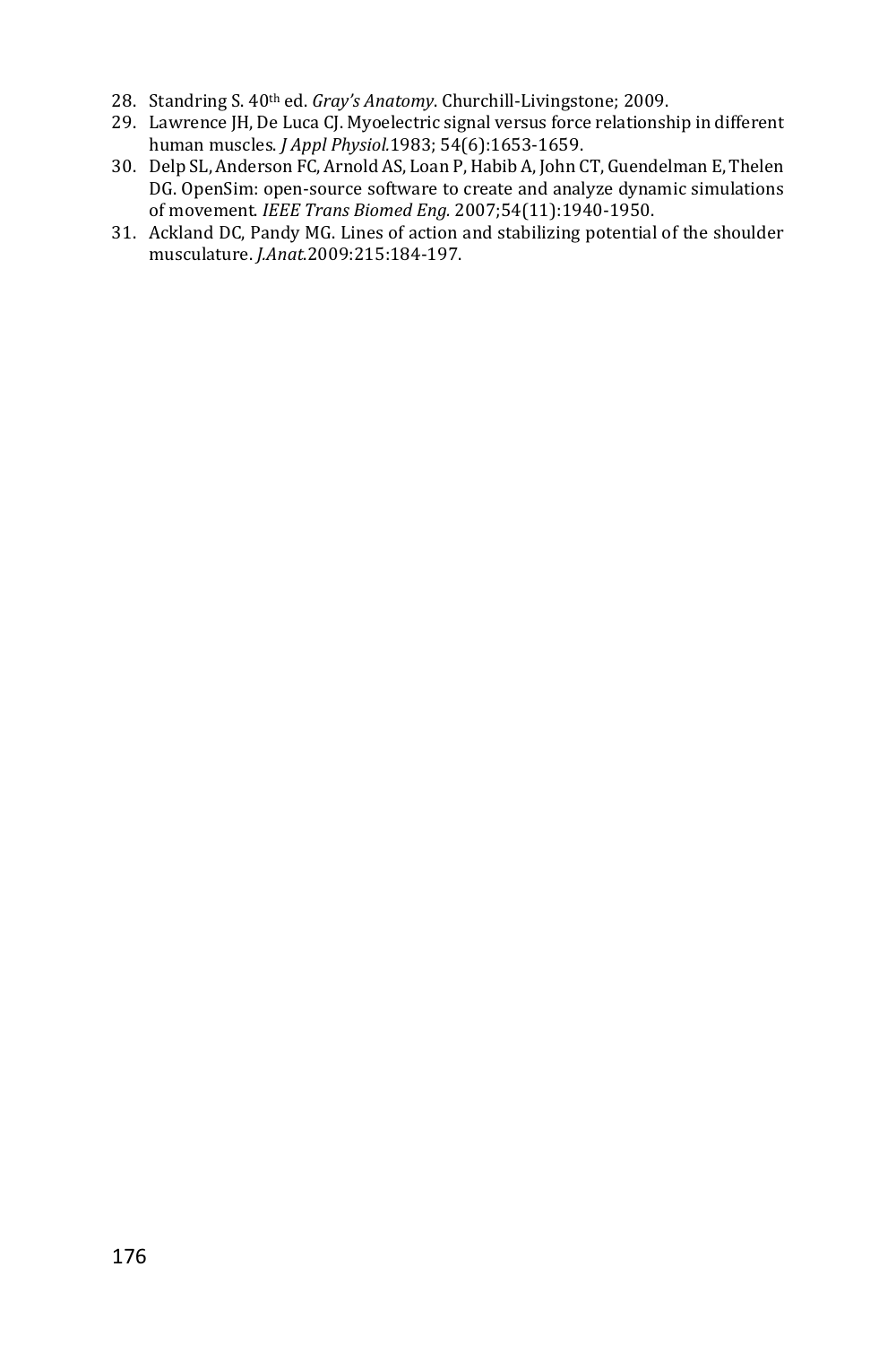28. Standring S. 40th ed. *Gray's Anatomy*. Churchill-Livingstone; 2009.
29. Lawrence JH, De Luca CJ. Myoelectric signal versus force relationship in different human muscles. *J Appl Physiol.*1983; 54(6):1653-1659.
30. Delp SL, Anderson FC, Arnold AS, Loan P, Habib A, John CT, Guendelman E, Thelen DG. OpenSim: open-source software to create and analyze dynamic simulations of movement. *IEEE Trans Biomed Eng.* 2007;54(11):1940-1950.
31. Ackland DC, Pandy MG. Lines of action and stabilizing potential of the shoulder musculature. *J.Anat.*2009:215:184-197.